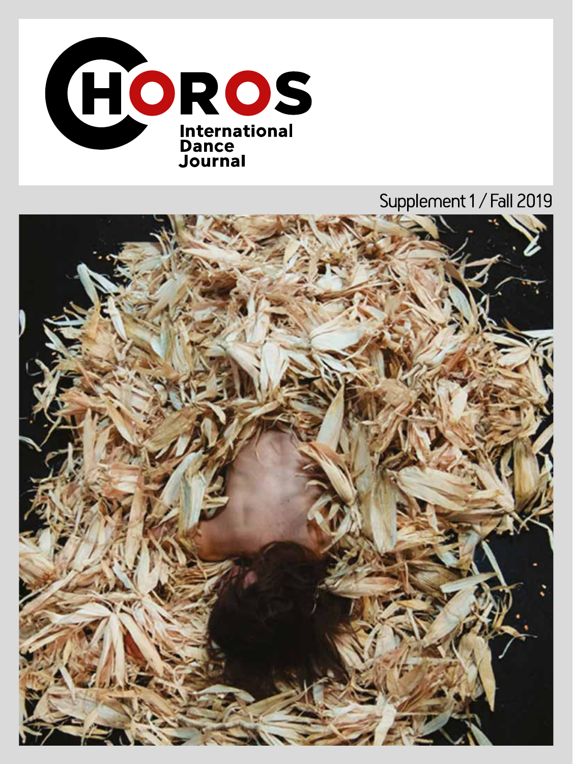# CHOROS

International Dance Journal

Supplement 1 / Fall 2019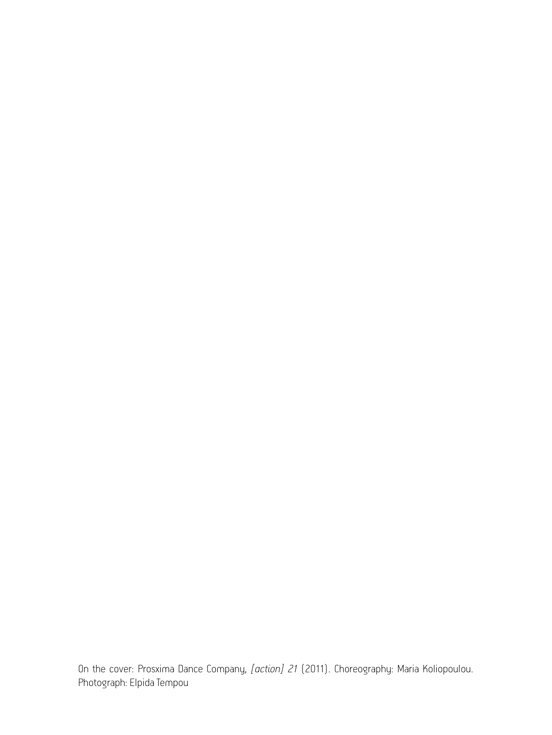On the cover: Prosxima Dance Company, *[action] 21* (2011). Choreography: Maria Koliopoulou. Photograph: Elpida Tempou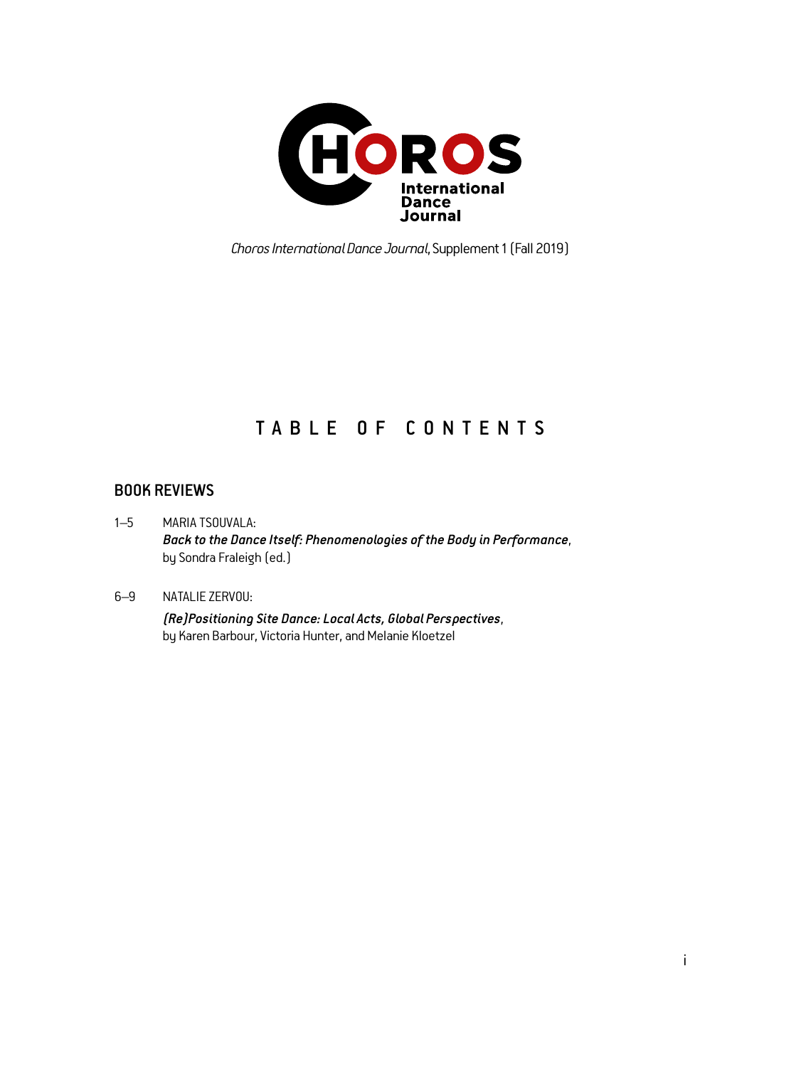Choros International Dance Journal

*Choros International Dance Journal*, Supplement 1 (Fall 2019)

# TABLE OF CONTENTS

## BOOK REVIEWS

1–5 MARIA TSOUVALA:
***Back to the Dance Itself: Phenomenologies of the Body in Performance***, by Sondra Fraleigh (ed.)

6–9 NATALIE ZERVOU:
***(Re)Positioning Site Dance: Local Acts, Global Perspectives***, by Karen Barbour, Victoria Hunter, and Melanie Kloetzel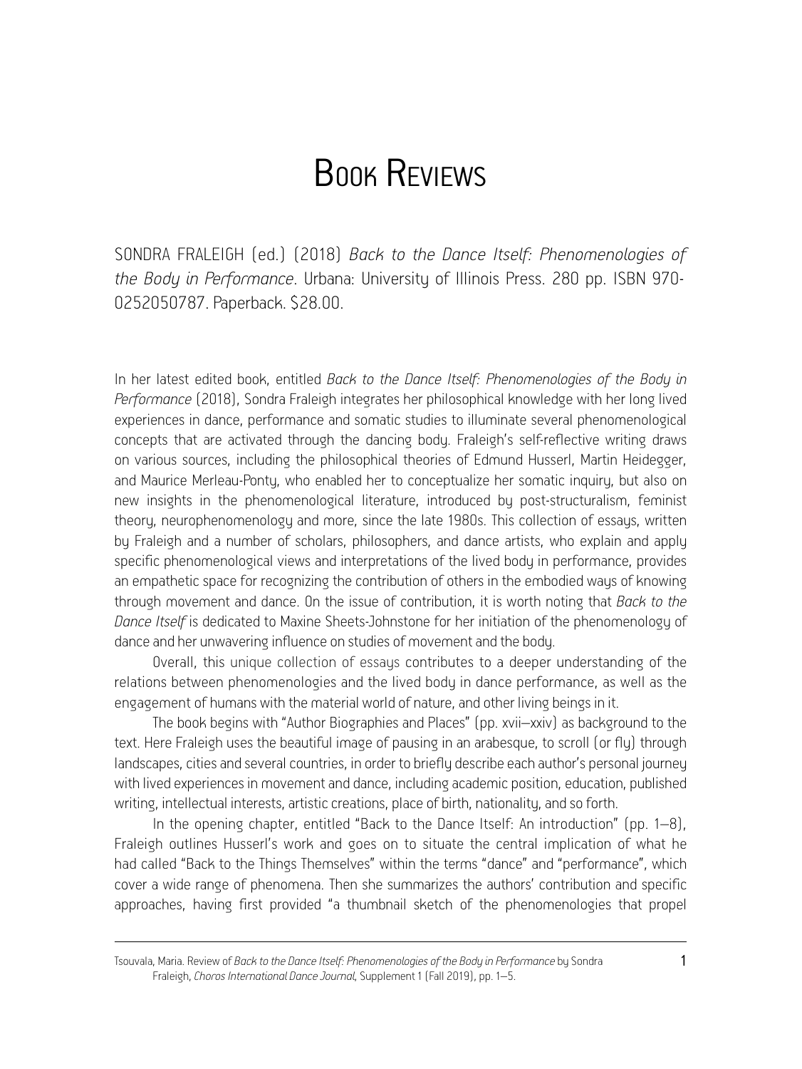# Book Reviews

SONDRA FRALEIGH (ed.) (2018) *Back to the Dance Itself: Phenomenologies of the Body in Performance*. Urbana: University of Illinois Press. 280 pp. ISBN 970-0252050787. Paperback. $28.00.

In her latest edited book, entitled *Back to the Dance Itself: Phenomenologies of the Body in Performance* (2018), Sondra Fraleigh integrates her philosophical knowledge with her long lived experiences in dance, performance and somatic studies to illuminate several phenomenological concepts that are activated through the dancing body. Fraleigh's self-reflective writing draws on various sources, including the philosophical theories of Edmund Husserl, Martin Heidegger, and Maurice Merleau-Ponty, who enabled her to conceptualize her somatic inquiry, but also on new insights in the phenomenological literature, introduced by post-structuralism, feminist theory, neurophenomenology and more, since the late 1980s. This collection of essays, written by Fraleigh and a number of scholars, philosophers, and dance artists, who explain and apply specific phenomenological views and interpretations of the lived body in performance, provides an empathetic space for recognizing the contribution of others in the embodied ways of knowing through movement and dance. On the issue of contribution, it is worth noting that *Back to the Dance Itself* is dedicated to Maxine Sheets-Johnstone for her initiation of the phenomenology of dance and her unwavering influence on studies of movement and the body.

Overall, this unique collection of essays contributes to a deeper understanding of the relations between phenomenologies and the lived body in dance performance, as well as the engagement of humans with the material world of nature, and other living beings in it.

The book begins with "Author Biographies and Places" (pp. xvii–xxiv) as background to the text. Here Fraleigh uses the beautiful image of pausing in an arabesque, to scroll (or fly) through landscapes, cities and several countries, in order to briefly describe each author's personal journey with lived experiences in movement and dance, including academic position, education, published writing, intellectual interests, artistic creations, place of birth, nationality, and so forth.

In the opening chapter, entitled "Back to the Dance Itself: An introduction" (pp. 1–8), Fraleigh outlines Husserl's work and goes on to situate the central implication of what he had called "Back to the Things Themselves" within the terms "dance" and "performance", which cover a wide range of phenomena. Then she summarizes the authors' contribution and specific approaches, having first provided "a thumbnail sketch of the phenomenologies that propel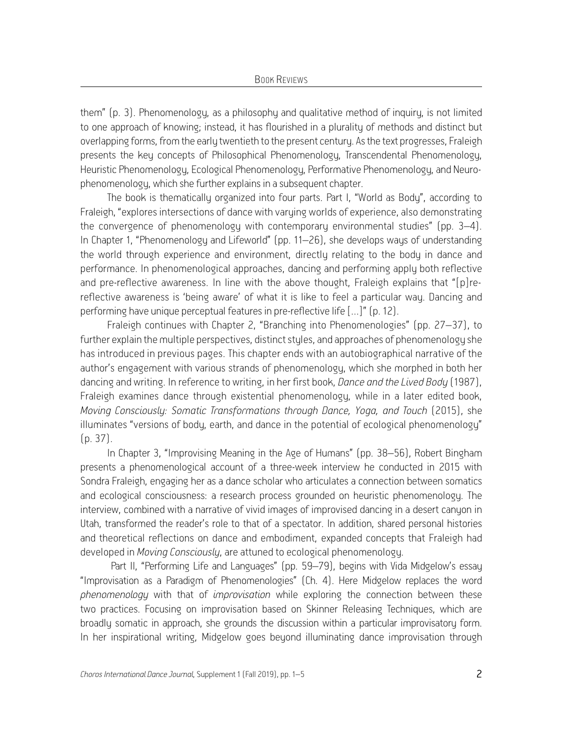them" (p. 3). Phenomenology, as a philosophy and qualitative method of inquiry, is not limited to one approach of knowing; instead, it has flourished in a plurality of methods and distinct but overlapping forms, from the early twentieth to the present century. As the text progresses, Fraleigh presents the key concepts of Philosophical Phenomenology, Transcendental Phenomenology, Heuristic Phenomenology, Ecological Phenomenology, Performative Phenomenology, and Neurophenomenology, which she further explains in a subsequent chapter.

The book is thematically organized into four parts. Part I, "World as Body", according to Fraleigh, "explores intersections of dance with varying worlds of experience, also demonstrating the convergence of phenomenology with contemporary environmental studies" (pp. 3–4). In Chapter 1, "Phenomenology and Lifeworld" (pp. 11–26), she develops ways of understanding the world through experience and environment, directly relating to the body in dance and performance. In phenomenological approaches, dancing and performing apply both reflective and pre-reflective awareness. In line with the above thought, Fraleigh explains that "[p]re-reflective awareness is 'being aware' of what it is like to feel a particular way. Dancing and performing have unique perceptual features in pre-reflective life [...]" (p. 12).

Fraleigh continues with Chapter 2, "Branching into Phenomenologies" (pp. 27–37), to further explain the multiple perspectives, distinct styles, and approaches of phenomenology she has introduced in previous pages. This chapter ends with an autobiographical narrative of the author's engagement with various strands of phenomenology, which she morphed in both her dancing and writing. In reference to writing, in her first book, *Dance and the Lived Body* (1987), Fraleigh examines dance through existential phenomenology, while in a later edited book, *Moving Consciously: Somatic Transformations through Dance, Yoga, and Touch* (2015), she illuminates "versions of body, earth, and dance in the potential of ecological phenomenology" (p. 37).

In Chapter 3, "Improvising Meaning in the Age of Humans" (pp. 38–56), Robert Bingham presents a phenomenological account of a three-week interview he conducted in 2015 with Sondra Fraleigh, engaging her as a dance scholar who articulates a connection between somatics and ecological consciousness: a research process grounded on heuristic phenomenology. The interview, combined with a narrative of vivid images of improvised dancing in a desert canyon in Utah, transformed the reader's role to that of a spectator. In addition, shared personal histories and theoretical reflections on dance and embodiment, expanded concepts that Fraleigh had developed in *Moving Consciously*, are attuned to ecological phenomenology.

Part II, "Performing Life and Languages" (pp. 59–79), begins with Vida Midgelow's essay "Improvisation as a Paradigm of Phenomenologies" (Ch. 4). Here Midgelow replaces the word *phenomenology* with that of *improvisation* while exploring the connection between these two practices. Focusing on improvisation based on Skinner Releasing Techniques, which are broadly somatic in approach, she grounds the discussion within a particular improvisatory form. In her inspirational writing, Midgelow goes beyond illuminating dance improvisation through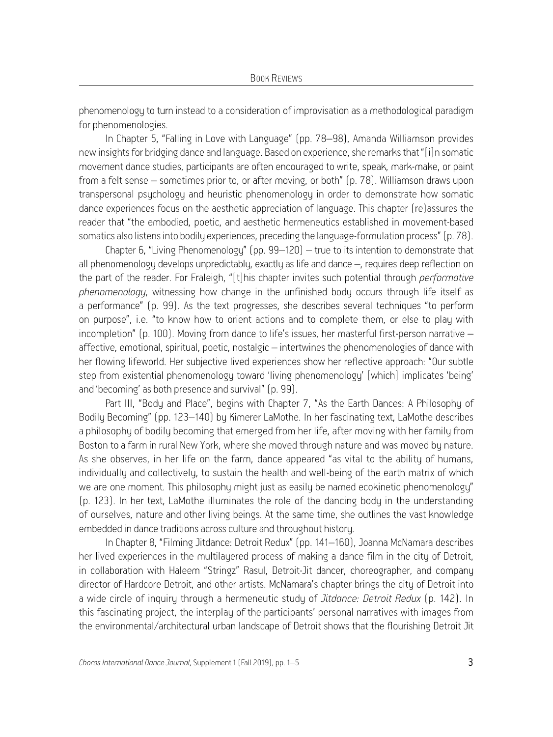phenomenology to turn instead to a consideration of improvisation as a methodological paradigm for phenomenologies.

In Chapter 5, "Falling in Love with Language" (pp. 78–98), Amanda Williamson provides new insights for bridging dance and language. Based on experience, she remarks that "[i]n somatic movement dance studies, participants are often encouraged to write, speak, mark-make, or paint from a felt sense – sometimes prior to, or after moving, or both" (p. 78). Williamson draws upon transpersonal psychology and heuristic phenomenology in order to demonstrate how somatic dance experiences focus on the aesthetic appreciation of language. This chapter (re)assures the reader that "the embodied, poetic, and aesthetic hermeneutics established in movement-based somatics also listens into bodily experiences, preceding the language-formulation process" (p. 78).

Chapter 6, "Living Phenomenology" (pp. 99–120) – true to its intention to demonstrate that all phenomenology develops unpredictably, exactly as life and dance –, requires deep reflection on the part of the reader. For Fraleigh, "[t]his chapter invites such potential through *performative phenomenology*, witnessing how change in the unfinished body occurs through life itself as a performance" (p. 99). As the text progresses, she describes several techniques "to perform on purpose", i.e. "to know how to orient actions and to complete them, or else to play with incompletion" (p. 100). Moving from dance to life's issues, her masterful first-person narrative – affective, emotional, spiritual, poetic, nostalgic – intertwines the phenomenologies of dance with her flowing lifeworld. Her subjective lived experiences show her reflective approach: "Our subtle step from existential phenomenology toward 'living phenomenology' [which] implicates 'being' and 'becoming' as both presence and survival" (p. 99).

Part III, "Body and Place", begins with Chapter 7, "As the Earth Dances: A Philosophy of Bodily Becoming" (pp. 123–140) by Kimerer LaMothe. In her fascinating text, LaMothe describes a philosophy of bodily becoming that emerged from her life, after moving with her family from Boston to a farm in rural New York, where she moved through nature and was moved by nature. As she observes, in her life on the farm, dance appeared "as vital to the ability of humans, individually and collectively, to sustain the health and well-being of the earth matrix of which we are one moment. This philosophy might just as easily be named ecokinetic phenomenology" (p. 123). In her text, LaMothe illuminates the role of the dancing body in the understanding of ourselves, nature and other living beings. At the same time, she outlines the vast knowledge embedded in dance traditions across culture and throughout history.

In Chapter 8, "Filming Jitdance: Detroit Redux" (pp. 141–160), Joanna McNamara describes her lived experiences in the multilayered process of making a dance film in the city of Detroit, in collaboration with Haleem "Stringz" Rasul, Detroit-Jit dancer, choreographer, and company director of Hardcore Detroit, and other artists. McNamara's chapter brings the city of Detroit into a wide circle of inquiry through a hermeneutic study of *Jitdance: Detroit Redux* (p. 142). In this fascinating project, the interplay of the participants' personal narratives with images from the environmental/architectural urban landscape of Detroit shows that the flourishing Detroit Jit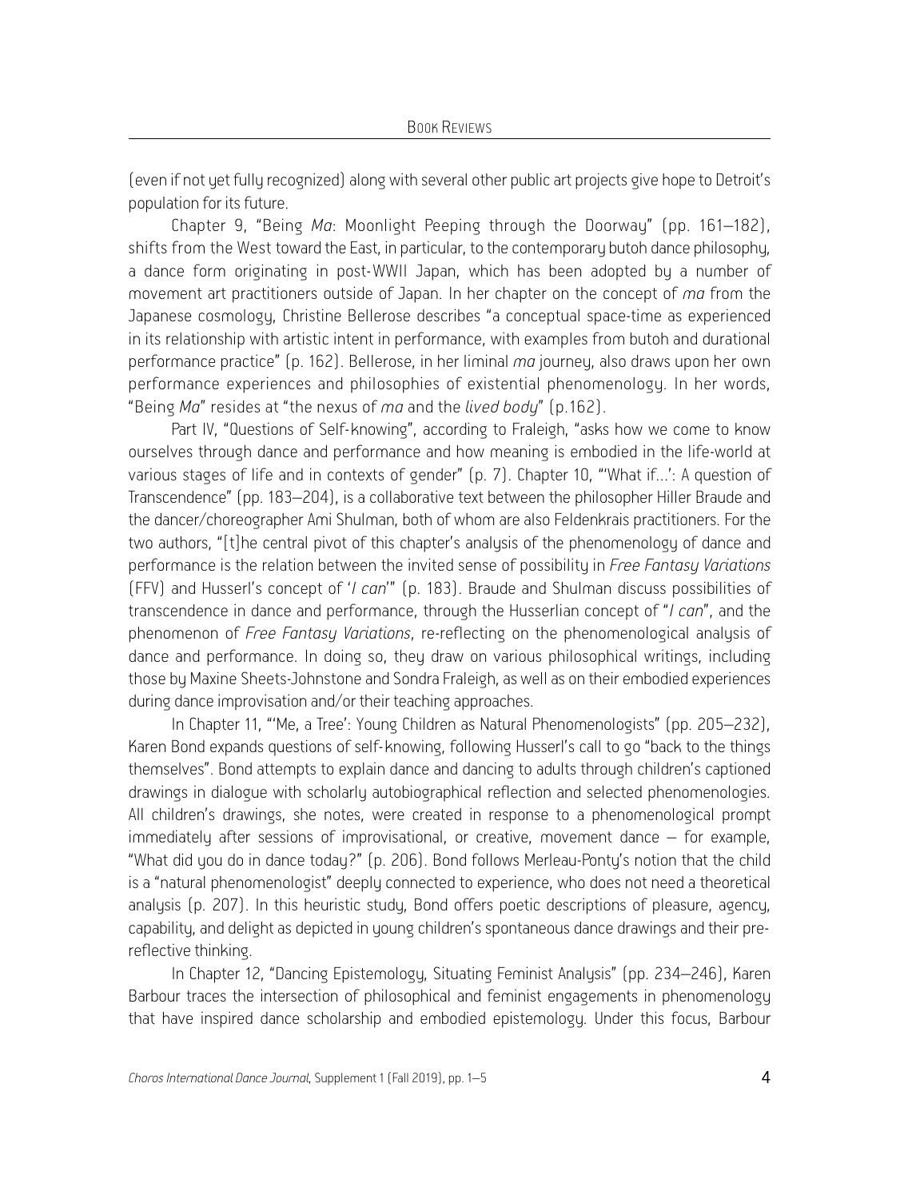(even if not yet fully recognized) along with several other public art projects give hope to Detroit's population for its future.

Chapter 9, "Being *Ma*: Moonlight Peeping through the Doorway" (pp. 161–182), shifts from the West toward the East, in particular, to the contemporary butoh dance philosophy, a dance form originating in post-WWII Japan, which has been adopted by a number of movement art practitioners outside of Japan. In her chapter on the concept of *ma* from the Japanese cosmology, Christine Bellerose describes "a conceptual space-time as experienced in its relationship with artistic intent in performance, with examples from butoh and durational performance practice" (p. 162). Bellerose, in her liminal *ma* journey, also draws upon her own performance experiences and philosophies of existential phenomenology. In her words, "Being *Ma*" resides at "the nexus of *ma* and the *lived body*" (p.162).

Part IV, "Questions of Self-knowing", according to Fraleigh, "asks how we come to know ourselves through dance and performance and how meaning is embodied in the life-world at various stages of life and in contexts of gender" (p. 7). Chapter 10, "'What if…': A question of Transcendence" (pp. 183–204), is a collaborative text between the philosopher Hiller Braude and the dancer/choreographer Ami Shulman, both of whom are also Feldenkrais practitioners. For the two authors, "[t]he central pivot of this chapter's analysis of the phenomenology of dance and performance is the relation between the invited sense of possibility in *Free Fantasy Variations* (FFV) and Husserl's concept of '*I can*'" (p. 183). Braude and Shulman discuss possibilities of transcendence in dance and performance, through the Husserlian concept of "*I can*", and the phenomenon of *Free Fantasy Variations*, re-reflecting on the phenomenological analysis of dance and performance. In doing so, they draw on various philosophical writings, including those by Maxine Sheets-Johnstone and Sondra Fraleigh, as well as on their embodied experiences during dance improvisation and/or their teaching approaches.

In Chapter 11, "'Me, a Tree': Young Children as Natural Phenomenologists" (pp. 205–232), Karen Bond expands questions of self-knowing, following Husserl's call to go "back to the things themselves". Bond attempts to explain dance and dancing to adults through children's captioned drawings in dialogue with scholarly autobiographical reflection and selected phenomenologies. All children's drawings, she notes, were created in response to a phenomenological prompt immediately after sessions of improvisational, or creative, movement dance – for example, "What did you do in dance today?" (p. 206). Bond follows Merleau-Ponty's notion that the child is a "natural phenomenologist" deeply connected to experience, who does not need a theoretical analysis (p. 207). In this heuristic study, Bond offers poetic descriptions of pleasure, agency, capability, and delight as depicted in young children's spontaneous dance drawings and their pre-reflective thinking.

In Chapter 12, "Dancing Epistemology, Situating Feminist Analysis" (pp. 234–246), Karen Barbour traces the intersection of philosophical and feminist engagements in phenomenology that have inspired dance scholarship and embodied epistemology. Under this focus, Barbour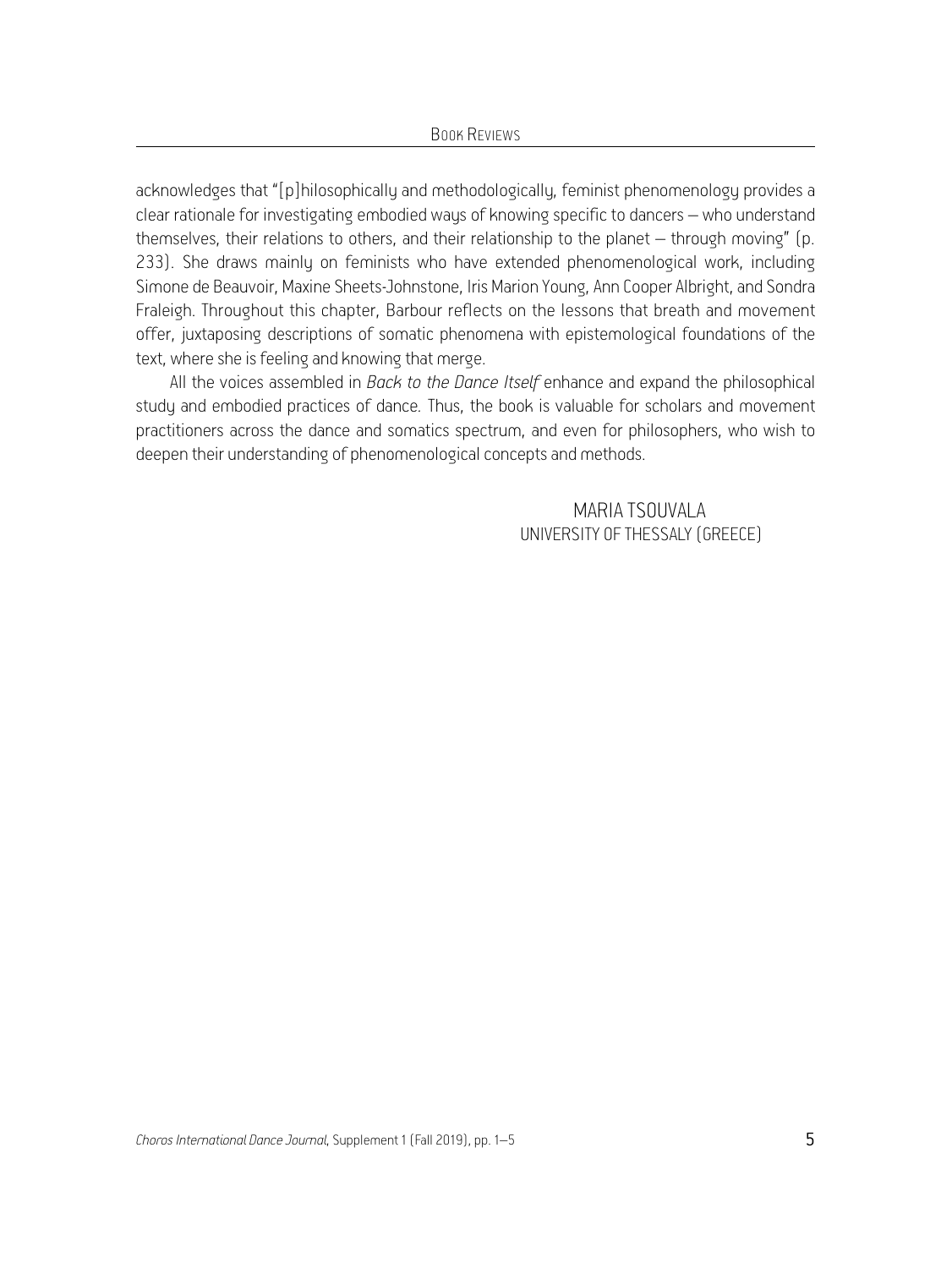acknowledges that "[p]hilosophically and methodologically, feminist phenomenology provides a clear rationale for investigating embodied ways of knowing specific to dancers – who understand themselves, their relations to others, and their relationship to the planet – through moving" (p. 233). She draws mainly on feminists who have extended phenomenological work, including Simone de Beauvoir, Maxine Sheets-Johnstone, Iris Marion Young, Ann Cooper Albright, and Sondra Fraleigh. Throughout this chapter, Barbour reflects on the lessons that breath and movement offer, juxtaposing descriptions of somatic phenomena with epistemological foundations of the text, where she is feeling and knowing that merge.

All the voices assembled in *Back to the Dance Itself* enhance and expand the philosophical study and embodied practices of dance. Thus, the book is valuable for scholars and movement practitioners across the dance and somatics spectrum, and even for philosophers, who wish to deepen their understanding of phenomenological concepts and methods.

MARIA TSOUVALA
UNIVERSITY OF THESSALY (GREECE)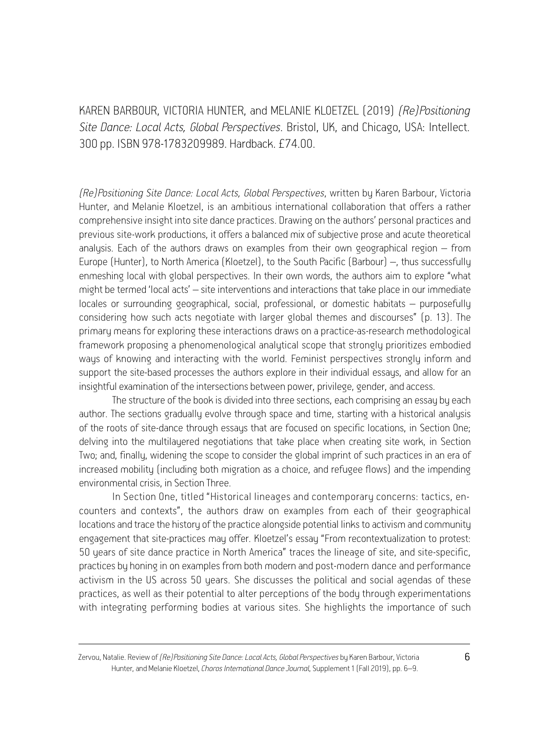KAREN BARBOUR, VICTORIA HUNTER, and MELANIE KLOETZEL (2019) *(Re)Positioning Site Dance: Local Acts, Global Perspectives*. Bristol, UK, and Chicago, USA: Intellect. 300 pp. ISBN 978-1783209989. Hardback. £74.00.

*(Re)Positioning Site Dance: Local Acts, Global Perspectives*, written by Karen Barbour, Victoria Hunter, and Melanie Kloetzel, is an ambitious international collaboration that offers a rather comprehensive insight into site dance practices. Drawing on the authors' personal practices and previous site-work productions, it offers a balanced mix of subjective prose and acute theoretical analysis. Each of the authors draws on examples from their own geographical region – from Europe (Hunter), to North America (Kloetzel), to the South Pacific (Barbour) –, thus successfully enmeshing local with global perspectives. In their own words, the authors aim to explore "what might be termed 'local acts' – site interventions and interactions that take place in our immediate locales or surrounding geographical, social, professional, or domestic habitats – purposefully considering how such acts negotiate with larger global themes and discourses" (p. 13). The primary means for exploring these interactions draws on a practice-as-research methodological framework proposing a phenomenological analytical scope that strongly prioritizes embodied ways of knowing and interacting with the world. Feminist perspectives strongly inform and support the site-based processes the authors explore in their individual essays, and allow for an insightful examination of the intersections between power, privilege, gender, and access.

The structure of the book is divided into three sections, each comprising an essay by each author. The sections gradually evolve through space and time, starting with a historical analysis of the roots of site-dance through essays that are focused on specific locations, in Section One; delving into the multilayered negotiations that take place when creating site work, in Section Two; and, finally, widening the scope to consider the global imprint of such practices in an era of increased mobility (including both migration as a choice, and refugee flows) and the impending environmental crisis, in Section Three.

In Section One, titled "Historical lineages and contemporary concerns: tactics, encounters and contexts", the authors draw on examples from each of their geographical locations and trace the history of the practice alongside potential links to activism and community engagement that site-practices may offer. Kloetzel's essay "From recontextualization to protest: 50 years of site dance practice in North America" traces the lineage of site, and site-specific, practices by honing in on examples from both modern and post-modern dance and performance activism in the US across 50 years. She discusses the political and social agendas of these practices, as well as their potential to alter perceptions of the body through experimentations with integrating performing bodies at various sites. She highlights the importance of such

Zervou, Natalie. Review of *(Re)Positioning Site Dance: Local Acts, Global Perspectives* by Karen Barbour, Victoria Hunter, and Melanie Kloetzel, *Choros International Dance Journal*, Supplement 1 (Fall 2019), pp. 6–9.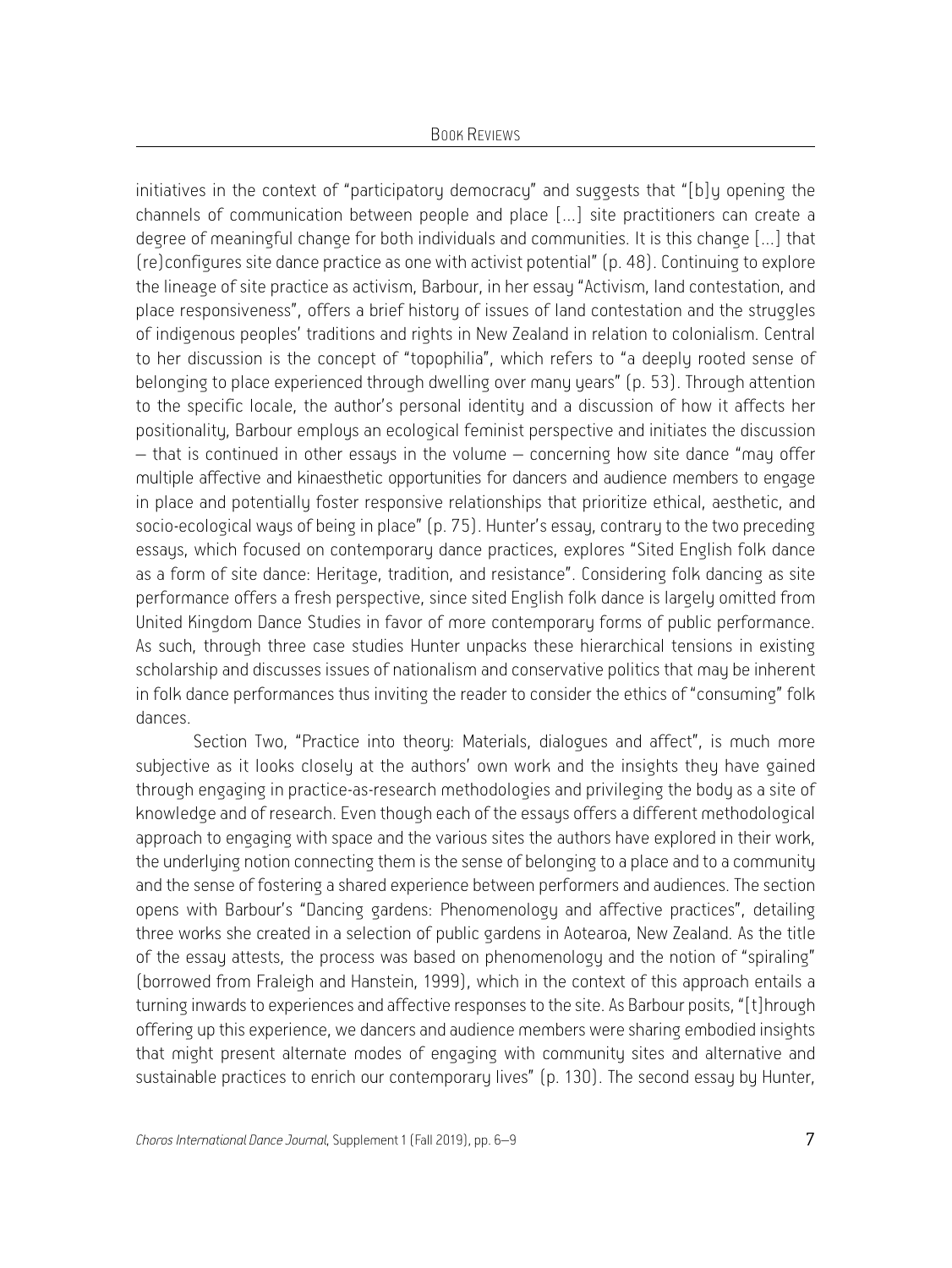initiatives in the context of "participatory democracy" and suggests that "[b]y opening the channels of communication between people and place [...] site practitioners can create a degree of meaningful change for both individuals and communities. It is this change [...] that (re)configures site dance practice as one with activist potential" (p. 48). Continuing to explore the lineage of site practice as activism, Barbour, in her essay "Activism, land contestation, and place responsiveness", offers a brief history of issues of land contestation and the struggles of indigenous peoples' traditions and rights in New Zealand in relation to colonialism. Central to her discussion is the concept of "topophilia", which refers to "a deeply rooted sense of belonging to place experienced through dwelling over many years" (p. 53). Through attention to the specific locale, the author's personal identity and a discussion of how it affects her positionality, Barbour employs an ecological feminist perspective and initiates the discussion – that is continued in other essays in the volume – concerning how site dance "may offer multiple affective and kinaesthetic opportunities for dancers and audience members to engage in place and potentially foster responsive relationships that prioritize ethical, aesthetic, and socio-ecological ways of being in place" (p. 75). Hunter's essay, contrary to the two preceding essays, which focused on contemporary dance practices, explores "Sited English folk dance as a form of site dance: Heritage, tradition, and resistance". Considering folk dancing as site performance offers a fresh perspective, since sited English folk dance is largely omitted from United Kingdom Dance Studies in favor of more contemporary forms of public performance. As such, through three case studies Hunter unpacks these hierarchical tensions in existing scholarship and discusses issues of nationalism and conservative politics that may be inherent in folk dance performances thus inviting the reader to consider the ethics of "consuming" folk dances.

Section Two, "Practice into theory: Materials, dialogues and affect", is much more subjective as it looks closely at the authors' own work and the insights they have gained through engaging in practice-as-research methodologies and privileging the body as a site of knowledge and of research. Even though each of the essays offers a different methodological approach to engaging with space and the various sites the authors have explored in their work, the underlying notion connecting them is the sense of belonging to a place and to a community and the sense of fostering a shared experience between performers and audiences. The section opens with Barbour's "Dancing gardens: Phenomenology and affective practices", detailing three works she created in a selection of public gardens in Aotearoa, New Zealand. As the title of the essay attests, the process was based on phenomenology and the notion of "spiraling" (borrowed from Fraleigh and Hanstein, 1999), which in the context of this approach entails a turning inwards to experiences and affective responses to the site. As Barbour posits, "[t]hrough offering up this experience, we dancers and audience members were sharing embodied insights that might present alternate modes of engaging with community sites and alternative and sustainable practices to enrich our contemporary lives" (p. 130). The second essay by Hunter,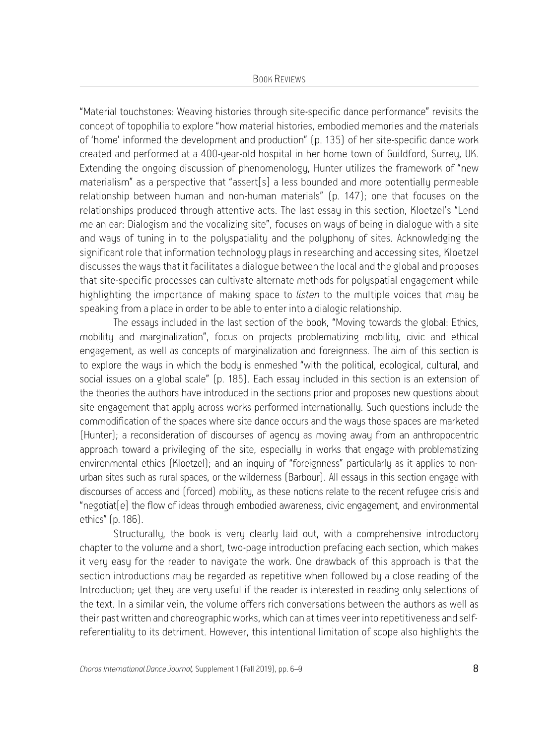"Material touchstones: Weaving histories through site-specific dance performance" revisits the concept of topophilia to explore "how material histories, embodied memories and the materials of 'home' informed the development and production" (p. 135) of her site-specific dance work created and performed at a 400-year-old hospital in her home town of Guildford, Surrey, UK. Extending the ongoing discussion of phenomenology, Hunter utilizes the framework of "new materialism" as a perspective that "assert[s] a less bounded and more potentially permeable relationship between human and non-human materials" (p. 147); one that focuses on the relationships produced through attentive acts. The last essay in this section, Kloetzel's "Lend me an ear: Dialogism and the vocalizing site", focuses on ways of being in dialogue with a site and ways of tuning in to the polyspatiality and the polyphony of sites. Acknowledging the significant role that information technology plays in researching and accessing sites, Kloetzel discusses the ways that it facilitates a dialogue between the local and the global and proposes that site-specific processes can cultivate alternate methods for polyspatial engagement while highlighting the importance of making space to *listen* to the multiple voices that may be speaking from a place in order to be able to enter into a dialogic relationship.

The essays included in the last section of the book, "Moving towards the global: Ethics, mobility and marginalization", focus on projects problematizing mobility, civic and ethical engagement, as well as concepts of marginalization and foreignness. The aim of this section is to explore the ways in which the body is enmeshed "with the political, ecological, cultural, and social issues on a global scale" (p. 185). Each essay included in this section is an extension of the theories the authors have introduced in the sections prior and proposes new questions about site engagement that apply across works performed internationally. Such questions include the commodification of the spaces where site dance occurs and the ways those spaces are marketed (Hunter); a reconsideration of discourses of agency as moving away from an anthropocentric approach toward a privileging of the site, especially in works that engage with problematizing environmental ethics (Kloetzel); and an inquiry of "foreignness" particularly as it applies to non-urban sites such as rural spaces, or the wilderness (Barbour). All essays in this section engage with discourses of access and (forced) mobility, as these notions relate to the recent refugee crisis and "negotiat[e] the flow of ideas through embodied awareness, civic engagement, and environmental ethics" (p. 186).

Structurally, the book is very clearly laid out, with a comprehensive introductory chapter to the volume and a short, two-page introduction prefacing each section, which makes it very easy for the reader to navigate the work. One drawback of this approach is that the section introductions may be regarded as repetitive when followed by a close reading of the Introduction; yet they are very useful if the reader is interested in reading only selections of the text. In a similar vein, the volume offers rich conversations between the authors as well as their past written and choreographic works, which can at times veer into repetitiveness and self-referentiality to its detriment. However, this intentional limitation of scope also highlights the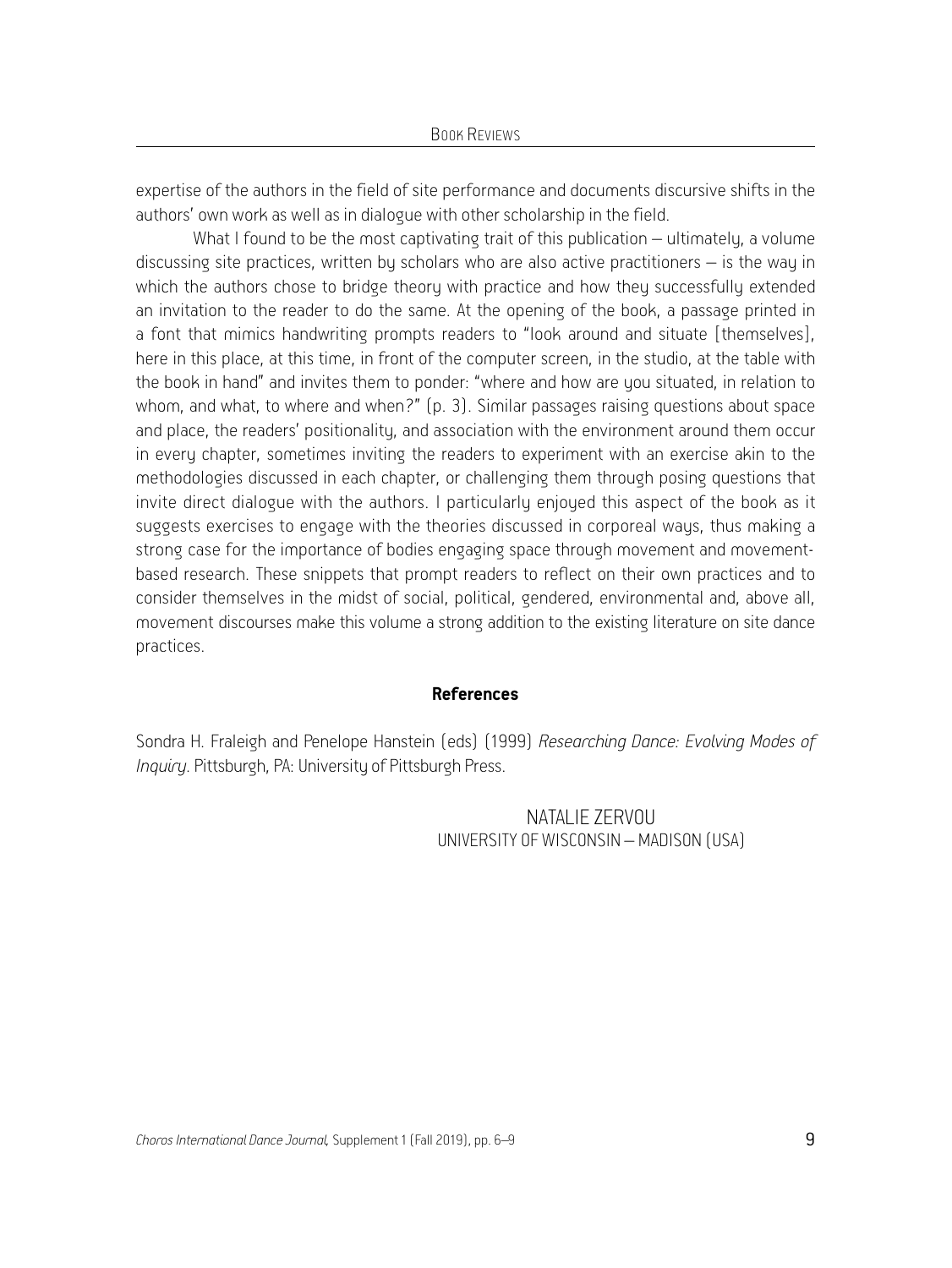expertise of the authors in the field of site performance and documents discursive shifts in the authors' own work as well as in dialogue with other scholarship in the field.

What I found to be the most captivating trait of this publication – ultimately, a volume discussing site practices, written by scholars who are also active practitioners – is the way in which the authors chose to bridge theory with practice and how they successfully extended an invitation to the reader to do the same. At the opening of the book, a passage printed in a font that mimics handwriting prompts readers to "look around and situate [themselves], here in this place, at this time, in front of the computer screen, in the studio, at the table with the book in hand" and invites them to ponder: "where and how are you situated, in relation to whom, and what, to where and when?" (p. 3). Similar passages raising questions about space and place, the readers' positionality, and association with the environment around them occur in every chapter, sometimes inviting the readers to experiment with an exercise akin to the methodologies discussed in each chapter, or challenging them through posing questions that invite direct dialogue with the authors. I particularly enjoyed this aspect of the book as it suggests exercises to engage with the theories discussed in corporeal ways, thus making a strong case for the importance of bodies engaging space through movement and movement-based research. These snippets that prompt readers to reflect on their own practices and to consider themselves in the midst of social, political, gendered, environmental and, above all, movement discourses make this volume a strong addition to the existing literature on site dance practices.

## References

Sondra H. Fraleigh and Penelope Hanstein (eds) (1999) *Researching Dance: Evolving Modes of Inquiry*. Pittsburgh, PA: University of Pittsburgh Press.

NATALIE ZERVOU
UNIVERSITY OF WISCONSIN – MADISON (USA)